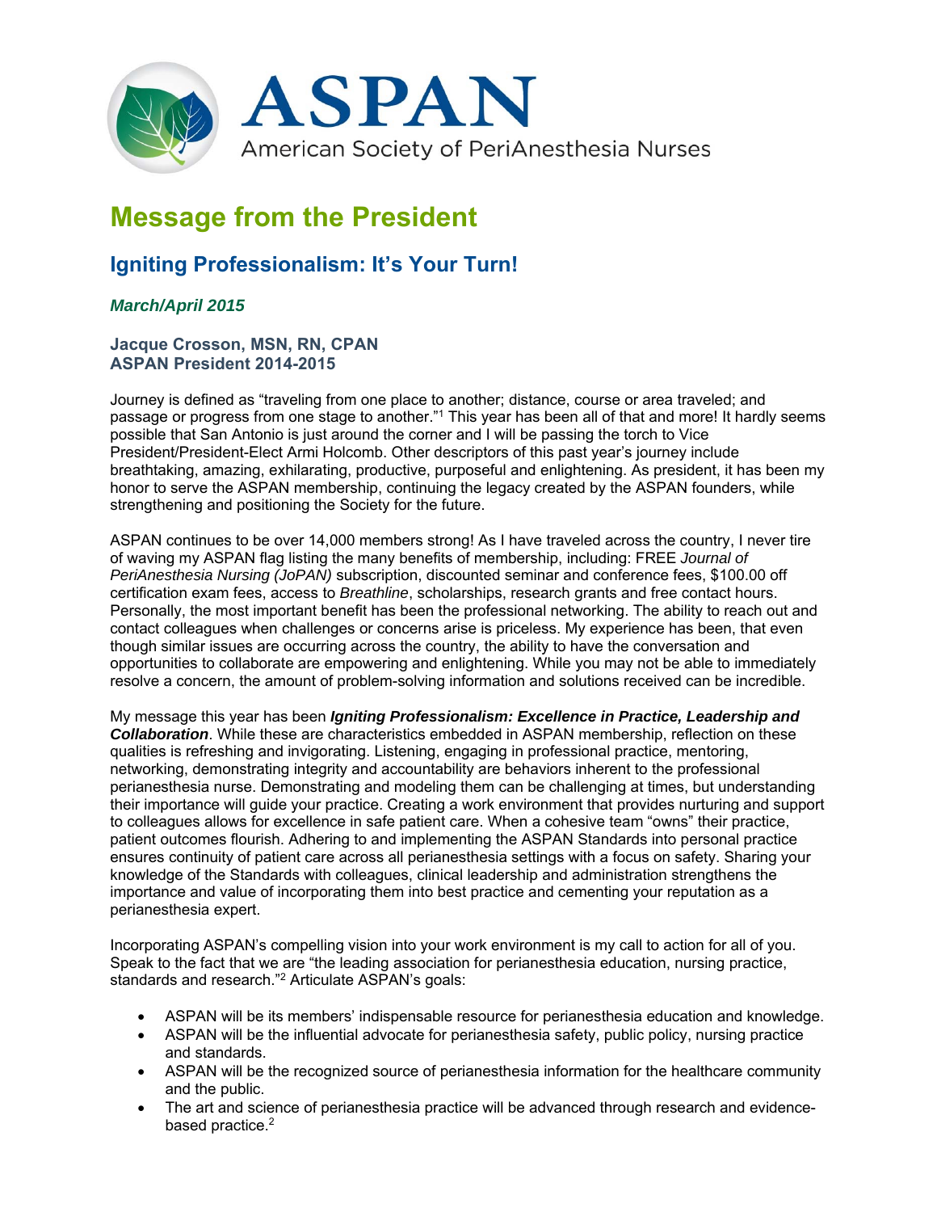# ASPAN

American Society of PeriAnesthesia Nurses

## Message from the President

### Igniting Professionalism: It's Your Turn!

***March/April 2015***

**Jacque Crosson, MSN, RN, CPAN**
**ASPAN President 2014-2015**

Journey is defined as "traveling from one place to another; distance, course or area traveled; and passage or progress from one stage to another."[1] This year has been all of that and more! It hardly seems possible that San Antonio is just around the corner and I will be passing the torch to Vice President/President-Elect Armi Holcomb. Other descriptors of this past year's journey include breathtaking, amazing, exhilarating, productive, purposeful and enlightening. As president, it has been my honor to serve the ASPAN membership, continuing the legacy created by the ASPAN founders, while strengthening and positioning the Society for the future.

ASPAN continues to be over 14,000 members strong! As I have traveled across the country, I never tire of waving my ASPAN flag listing the many benefits of membership, including: FREE *Journal of PeriAnesthesia Nursing (JoPAN)* subscription, discounted seminar and conference fees, $100.00 off certification exam fees, access to *Breathline*, scholarships, research grants and free contact hours. Personally, the most important benefit has been the professional networking. The ability to reach out and contact colleagues when challenges or concerns arise is priceless. My experience has been, that even though similar issues are occurring across the country, the ability to have the conversation and opportunities to collaborate are empowering and enlightening. While you may not be able to immediately resolve a concern, the amount of problem-solving information and solutions received can be incredible.

My message this year has been ***Igniting Professionalism: Excellence in Practice, Leadership and Collaboration***. While these are characteristics embedded in ASPAN membership, reflection on these qualities is refreshing and invigorating. Listening, engaging in professional practice, mentoring, networking, demonstrating integrity and accountability are behaviors inherent to the professional perianesthesia nurse. Demonstrating and modeling them can be challenging at times, but understanding their importance will guide your practice. Creating a work environment that provides nurturing and support to colleagues allows for excellence in safe patient care. When a cohesive team "owns" their practice, patient outcomes flourish. Adhering to and implementing the ASPAN Standards into personal practice ensures continuity of patient care across all perianesthesia settings with a focus on safety. Sharing your knowledge of the Standards with colleagues, clinical leadership and administration strengthens the importance and value of incorporating them into best practice and cementing your reputation as a perianesthesia expert.

Incorporating ASPAN's compelling vision into your work environment is my call to action for all of you. Speak to the fact that we are "the leading association for perianesthesia education, nursing practice, standards and research."[2] Articulate ASPAN's goals:

- ASPAN will be its members' indispensable resource for perianesthesia education and knowledge.
- ASPAN will be the influential advocate for perianesthesia safety, public policy, nursing practice and standards.
- ASPAN will be the recognized source of perianesthesia information for the healthcare community and the public.
- The art and science of perianesthesia practice will be advanced through research and evidence-based practice.[2]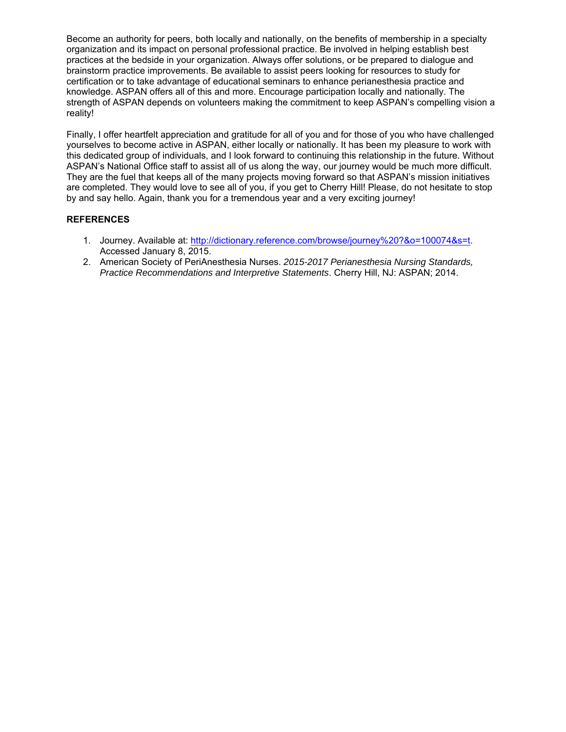Become an authority for peers, both locally and nationally, on the benefits of membership in a specialty organization and its impact on personal professional practice. Be involved in helping establish best practices at the bedside in your organization. Always offer solutions, or be prepared to dialogue and brainstorm practice improvements. Be available to assist peers looking for resources to study for certification or to take advantage of educational seminars to enhance perianesthesia practice and knowledge. ASPAN offers all of this and more. Encourage participation locally and nationally. The strength of ASPAN depends on volunteers making the commitment to keep ASPAN's compelling vision a reality!

Finally, I offer heartfelt appreciation and gratitude for all of you and for those of you who have challenged yourselves to become active in ASPAN, either locally or nationally. It has been my pleasure to work with this dedicated group of individuals, and I look forward to continuing this relationship in the future. Without ASPAN's National Office staff to assist all of us along the way, our journey would be much more difficult. They are the fuel that keeps all of the many projects moving forward so that ASPAN's mission initiatives are completed. They would love to see all of you, if you get to Cherry Hill! Please, do not hesitate to stop by and say hello. Again, thank you for a tremendous year and a very exciting journey!

**REFERENCES**

1. Journey. Available at: http://dictionary.reference.com/browse/journey%20?&o=100074&s=t. Accessed January 8, 2015.
2. American Society of PeriAnesthesia Nurses. *2015-2017 Perianesthesia Nursing Standards, Practice Recommendations and Interpretive Statements*. Cherry Hill, NJ: ASPAN; 2014.